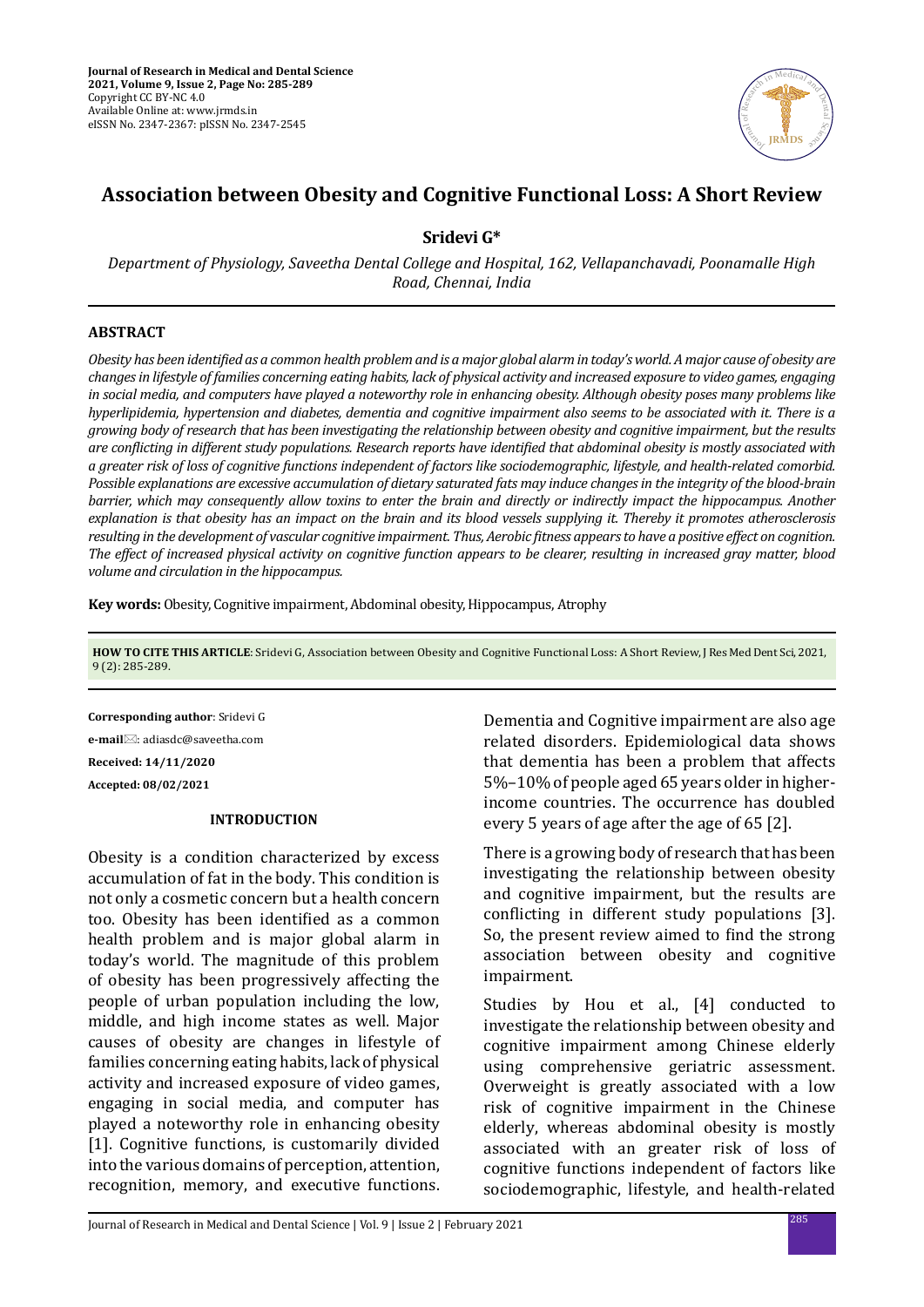# Association between Obesity and Cognitive Functional Loss: A Short Review

**Sridevi G***

*Department of Physiology, Saveetha Dental College and Hospital, 162, Vellapanchavadi, Poonamalle High Road, Chennai, India*

## ABSTRACT

*Obesity has been identified as a common health problem and is a major global alarm in today's world. A major cause of obesity are changes in lifestyle of families concerning eating habits, lack of physical activity and increased exposure to video games, engaging in social media, and computers have played a noteworthy role in enhancing obesity. Although obesity poses many problems like hyperlipidemia, hypertension and diabetes, dementia and cognitive impairment also seems to be associated with it. There is a growing body of research that has been investigating the relationship between obesity and cognitive impairment, but the results are conflicting in different study populations. Research reports have identified that abdominal obesity is mostly associated with a greater risk of loss of cognitive functions independent of factors like sociodemographic, lifestyle, and health-related comorbid. Possible explanations are excessive accumulation of dietary saturated fats may induce changes in the integrity of the blood-brain barrier, which may consequently allow toxins to enter the brain and directly or indirectly impact the hippocampus. Another explanation is that obesity has an impact on the brain and its blood vessels supplying it. Thereby it promotes atherosclerosis resulting in the development of vascular cognitive impairment. Thus, Aerobic fitness appears to have a positive effect on cognition. The effect of increased physical activity on cognitive function appears to be clearer, resulting in increased gray matter, blood volume and circulation in the hippocampus.*

**Key words:** Obesity, Cognitive impairment, Abdominal obesity, Hippocampus, Atrophy

**HOW TO CITE THIS ARTICLE**: Sridevi G, Association between Obesity and Cognitive Functional Loss: A Short Review, J Res Med Dent Sci, 2021, 9 (2): 285-289.

**Corresponding author**: Sridevi G

**e-mail**: adiasdc@saveetha.com

**Received: 14/11/2020**

**Accepted: 08/02/2021**

## INTRODUCTION

Obesity is a condition characterized by excess accumulation of fat in the body. This condition is not only a cosmetic concern but a health concern too. Obesity has been identified as a common health problem and is major global alarm in today's world. The magnitude of this problem of obesity has been progressively affecting the people of urban population including the low, middle, and high income states as well. Major causes of obesity are changes in lifestyle of families concerning eating habits, lack of physical activity and increased exposure of video games, engaging in social media, and computer has played a noteworthy role in enhancing obesity [1]. Cognitive functions, is customarily divided into the various domains of perception, attention, recognition, memory, and executive functions. Dementia and Cognitive impairment are also age related disorders. Epidemiological data shows that dementia has been a problem that affects 5%–10% of people aged 65 years older in higher-income countries. The occurrence has doubled every 5 years of age after the age of 65 [2].

There is a growing body of research that has been investigating the relationship between obesity and cognitive impairment, but the results are conflicting in different study populations [3]. So, the present review aimed to find the strong association between obesity and cognitive impairment.

Studies by Hou et al., [4] conducted to investigate the relationship between obesity and cognitive impairment among Chinese elderly using comprehensive geriatric assessment. Overweight is greatly associated with a low risk of cognitive impairment in the Chinese elderly, whereas abdominal obesity is mostly associated with an greater risk of loss of cognitive functions independent of factors like sociodemographic, lifestyle, and health-related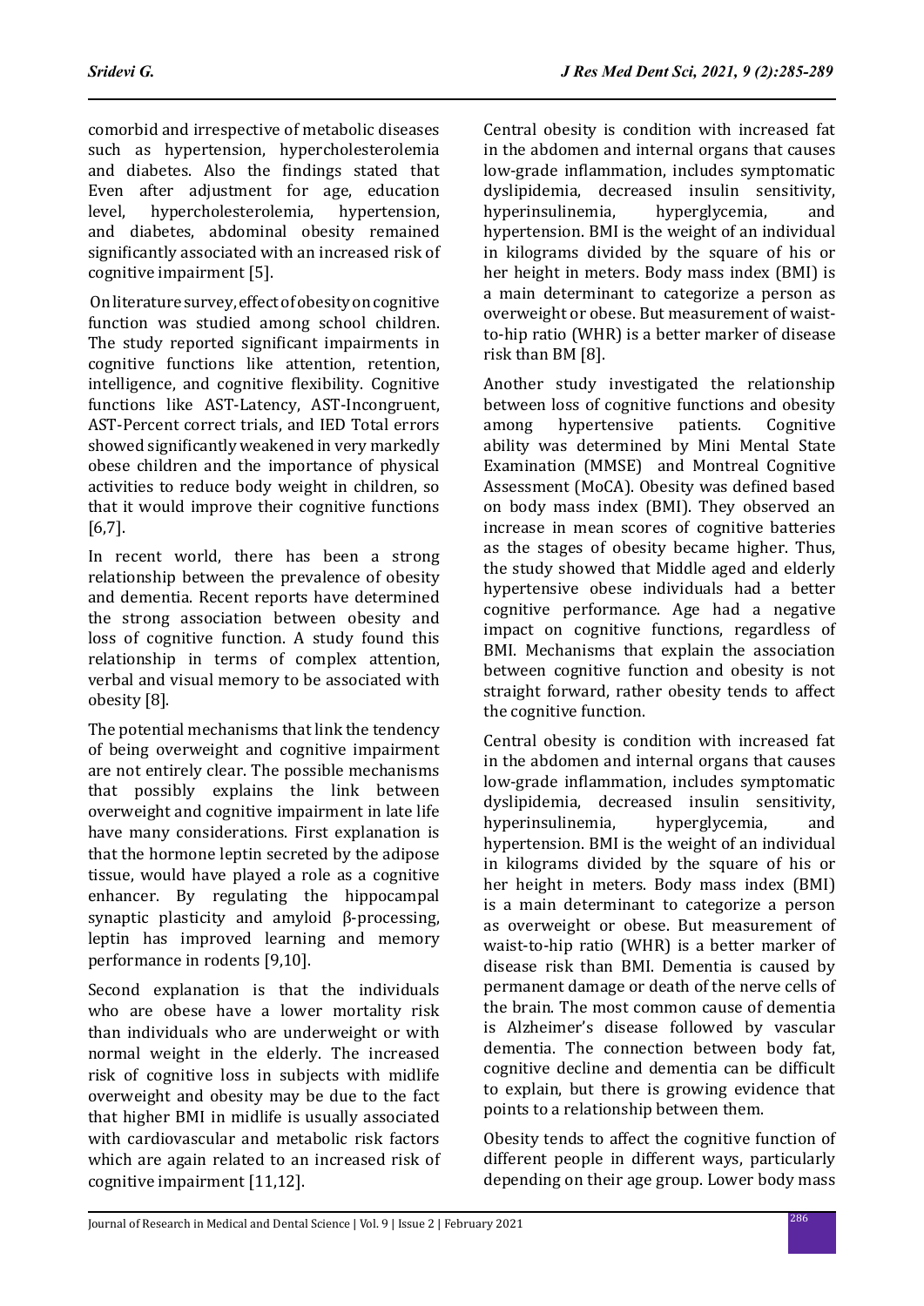comorbid and irrespective of metabolic diseases such as hypertension, hypercholesterolemia and diabetes. Also the findings stated that Even after adjustment for age, education level, hypercholesterolemia, hypertension, and diabetes, abdominal obesity remained significantly associated with an increased risk of cognitive impairment [5].

On literature survey, effect of obesity on cognitive function was studied among school children. The study reported significant impairments in cognitive functions like attention, retention, intelligence, and cognitive flexibility. Cognitive functions like AST-Latency, AST-Incongruent, AST-Percent correct trials, and IED Total errors showed significantly weakened in very markedly obese children and the importance of physical activities to reduce body weight in children, so that it would improve their cognitive functions [6,7].

In recent world, there has been a strong relationship between the prevalence of obesity and dementia. Recent reports have determined the strong association between obesity and loss of cognitive function. A study found this relationship in terms of complex attention, verbal and visual memory to be associated with obesity [8].

The potential mechanisms that link the tendency of being overweight and cognitive impairment are not entirely clear. The possible mechanisms that possibly explains the link between overweight and cognitive impairment in late life have many considerations. First explanation is that the hormone leptin secreted by the adipose tissue, would have played a role as a cognitive enhancer. By regulating the hippocampal synaptic plasticity and amyloid β-processing, leptin has improved learning and memory performance in rodents [9,10].

Second explanation is that the individuals who are obese have a lower mortality risk than individuals who are underweight or with normal weight in the elderly. The increased risk of cognitive loss in subjects with midlife overweight and obesity may be due to the fact that higher BMI in midlife is usually associated with cardiovascular and metabolic risk factors which are again related to an increased risk of cognitive impairment [11,12].

Central obesity is condition with increased fat in the abdomen and internal organs that causes low-grade inflammation, includes symptomatic dyslipidemia, decreased insulin sensitivity, hyperinsulinemia, hyperglycemia, and hypertension. BMI is the weight of an individual in kilograms divided by the square of his or her height in meters. Body mass index (BMI) is a main determinant to categorize a person as overweight or obese. But measurement of waist-to-hip ratio (WHR) is a better marker of disease risk than BM [8].

Another study investigated the relationship between loss of cognitive functions and obesity among hypertensive patients. Cognitive ability was determined by Mini Mental State Examination (MMSE) and Montreal Cognitive Assessment (MoCA). Obesity was defined based on body mass index (BMI). They observed an increase in mean scores of cognitive batteries as the stages of obesity became higher. Thus, the study showed that Middle aged and elderly hypertensive obese individuals had a better cognitive performance. Age had a negative impact on cognitive functions, regardless of BMI. Mechanisms that explain the association between cognitive function and obesity is not straight forward, rather obesity tends to affect the cognitive function.

Central obesity is condition with increased fat in the abdomen and internal organs that causes low-grade inflammation, includes symptomatic dyslipidemia, decreased insulin sensitivity, hyperinsulinemia, hyperglycemia, and hypertension. BMI is the weight of an individual in kilograms divided by the square of his or her height in meters. Body mass index (BMI) is a main determinant to categorize a person as overweight or obese. But measurement of waist-to-hip ratio (WHR) is a better marker of disease risk than BMI. Dementia is caused by permanent damage or death of the nerve cells of the brain. The most common cause of dementia is Alzheimer's disease followed by vascular dementia. The connection between body fat, cognitive decline and dementia can be difficult to explain, but there is growing evidence that points to a relationship between them.

Obesity tends to affect the cognitive function of different people in different ways, particularly depending on their age group. Lower body mass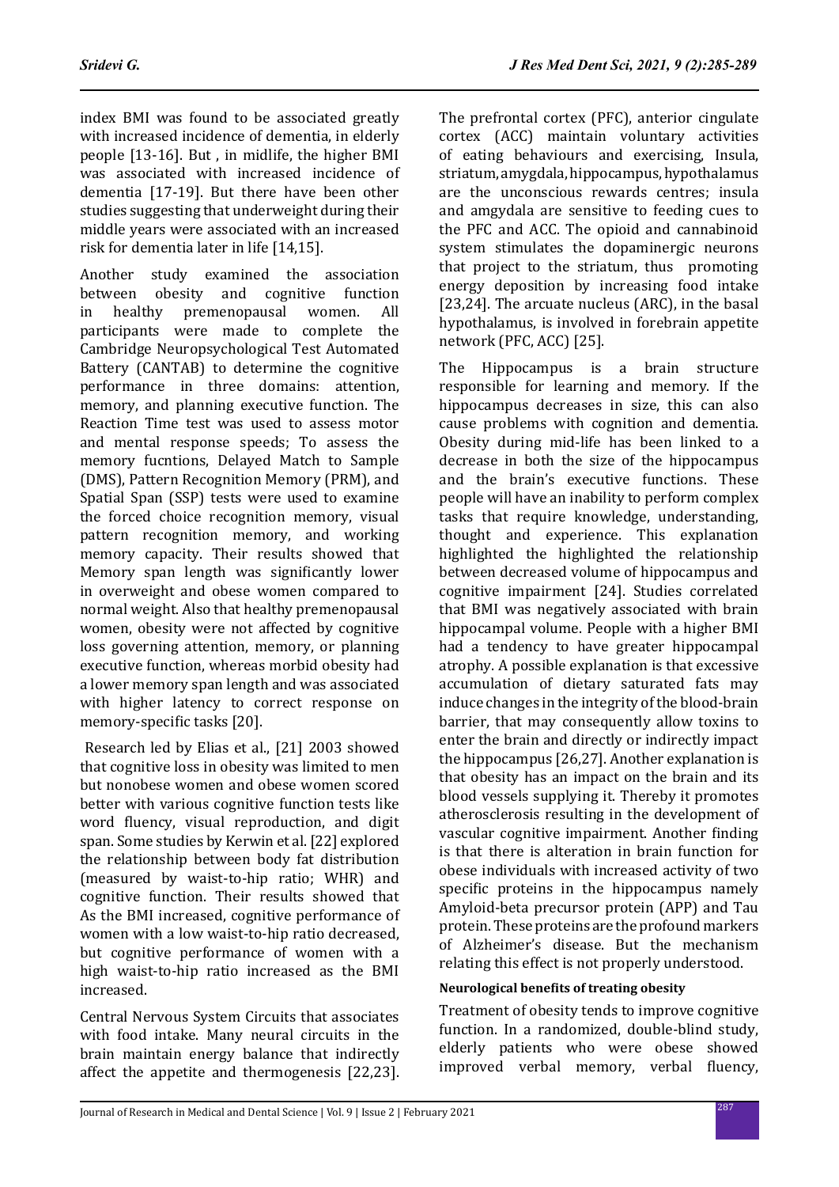index BMI was found to be associated greatly with increased incidence of dementia, in elderly people [13-16]. But , in midlife, the higher BMI was associated with increased incidence of dementia [17-19]. But there have been other studies suggesting that underweight during their middle years were associated with an increased risk for dementia later in life [14,15].

Another study examined the association between obesity and cognitive function in healthy premenopausal women. All participants were made to complete the Cambridge Neuropsychological Test Automated Battery (CANTAB) to determine the cognitive performance in three domains: attention, memory, and planning executive function. The Reaction Time test was used to assess motor and mental response speeds; To assess the memory fucntions, Delayed Match to Sample (DMS), Pattern Recognition Memory (PRM), and Spatial Span (SSP) tests were used to examine the forced choice recognition memory, visual pattern recognition memory, and working memory capacity. Their results showed that Memory span length was significantly lower in overweight and obese women compared to normal weight. Also that healthy premenopausal women, obesity were not affected by cognitive loss governing attention, memory, or planning executive function, whereas morbid obesity had a lower memory span length and was associated with higher latency to correct response on memory-specific tasks [20].

Research led by Elias et al., [21] 2003 showed that cognitive loss in obesity was limited to men but nonobese women and obese women scored better with various cognitive function tests like word fluency, visual reproduction, and digit span. Some studies by Kerwin et al. [22] explored the relationship between body fat distribution (measured by waist-to-hip ratio; WHR) and cognitive function. Their results showed that As the BMI increased, cognitive performance of women with a low waist-to-hip ratio decreased, but cognitive performance of women with a high waist-to-hip ratio increased as the BMI increased.

Central Nervous System Circuits that associates with food intake. Many neural circuits in the brain maintain energy balance that indirectly affect the appetite and thermogenesis [22,23]. The prefrontal cortex (PFC), anterior cingulate cortex (ACC) maintain voluntary activities of eating behaviours and exercising, Insula, striatum, amygdala, hippocampus, hypothalamus are the unconscious rewards centres; insula and amgydala are sensitive to feeding cues to the PFC and ACC. The opioid and cannabinoid system stimulates the dopaminergic neurons that project to the striatum, thus promoting energy deposition by increasing food intake [23,24]. The arcuate nucleus (ARC), in the basal hypothalamus, is involved in forebrain appetite network (PFC, ACC) [25].

The Hippocampus is a brain structure responsible for learning and memory. If the hippocampus decreases in size, this can also cause problems with cognition and dementia. Obesity during mid-life has been linked to a decrease in both the size of the hippocampus and the brain's executive functions. These people will have an inability to perform complex tasks that require knowledge, understanding, thought and experience. This explanation highlighted the highlighted the relationship between decreased volume of hippocampus and cognitive impairment [24]. Studies correlated that BMI was negatively associated with brain hippocampal volume. People with a higher BMI had a tendency to have greater hippocampal atrophy. A possible explanation is that excessive accumulation of dietary saturated fats may induce changes in the integrity of the blood-brain barrier, that may consequently allow toxins to enter the brain and directly or indirectly impact the hippocampus [26,27]. Another explanation is that obesity has an impact on the brain and its blood vessels supplying it. Thereby it promotes atherosclerosis resulting in the development of vascular cognitive impairment. Another finding is that there is alteration in brain function for obese individuals with increased activity of two specific proteins in the hippocampus namely Amyloid-beta precursor protein (APP) and Tau protein. These proteins are the profound markers of Alzheimer's disease. But the mechanism relating this effect is not properly understood.

**Neurological benefits of treating obesity**

Treatment of obesity tends to improve cognitive function. In a randomized, double-blind study, elderly patients who were obese showed improved verbal memory, verbal fluency,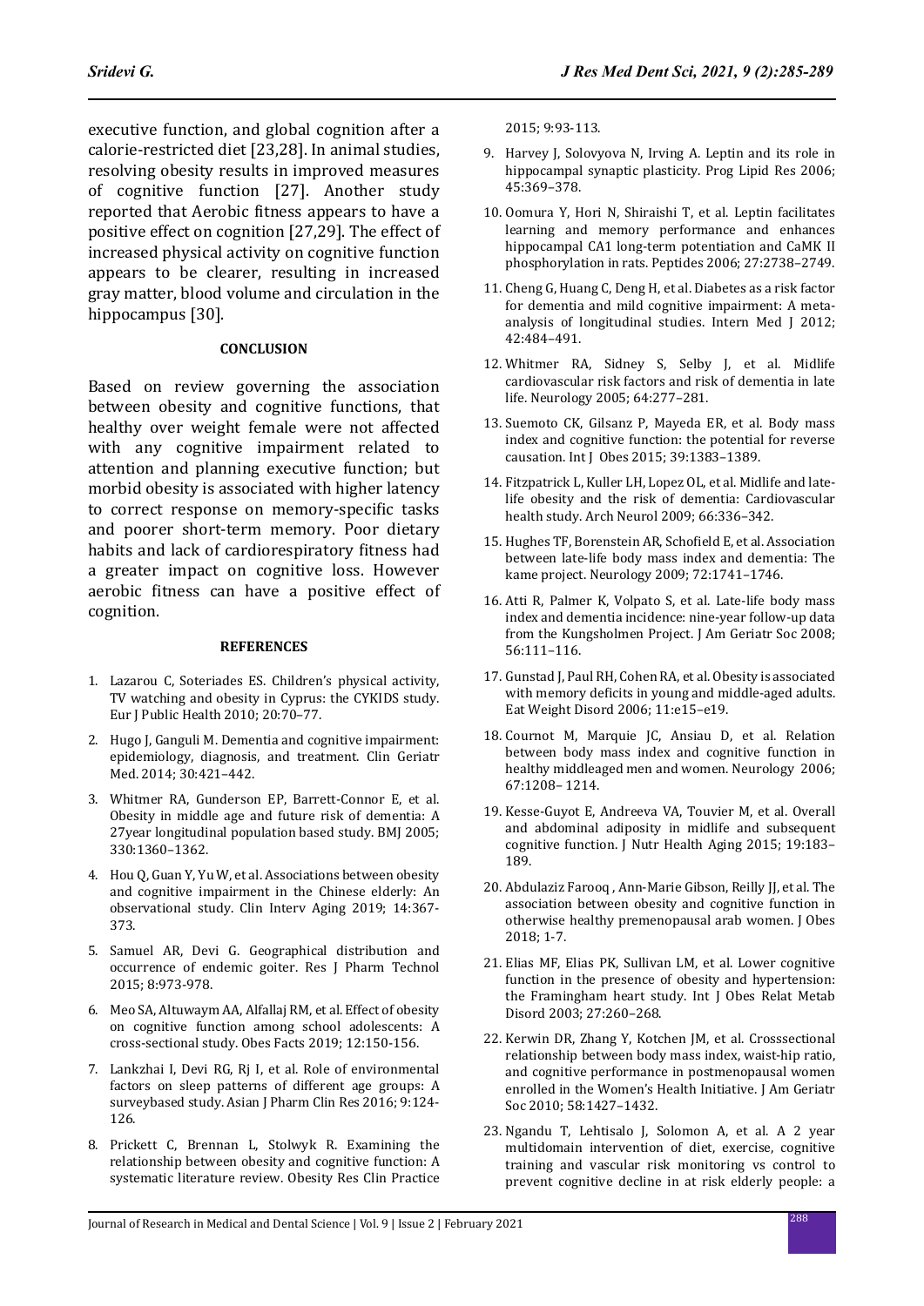executive function, and global cognition after a calorie-restricted diet [23,28]. In animal studies, resolving obesity results in improved measures of cognitive function [27]. Another study reported that Aerobic fitness appears to have a positive effect on cognition [27,29]. The effect of increased physical activity on cognitive function appears to be clearer, resulting in increased gray matter, blood volume and circulation in the hippocampus [30].

## CONCLUSION

Based on review governing the association between obesity and cognitive functions, that healthy over weight female were not affected with any cognitive impairment related to attention and planning executive function; but morbid obesity is associated with higher latency to correct response on memory-specific tasks and poorer short-term memory. Poor dietary habits and lack of cardiorespiratory fitness had a greater impact on cognitive loss. However aerobic fitness can have a positive effect of cognition.

## REFERENCES

1. Lazarou C, Soteriades ES. Children's physical activity, TV watching and obesity in Cyprus: the CYKIDS study. Eur J Public Health 2010; 20:70–77.
2. Hugo J, Ganguli M. Dementia and cognitive impairment: epidemiology, diagnosis, and treatment. Clin Geriatr Med. 2014; 30:421–442.
3. Whitmer RA, Gunderson EP, Barrett-Connor E, et al. Obesity in middle age and future risk of dementia: A 27year longitudinal population based study. BMJ 2005; 330:1360–1362.
4. Hou Q, Guan Y, Yu W, et al. Associations between obesity and cognitive impairment in the Chinese elderly: An observational study. Clin Interv Aging 2019; 14:367-373.
5. Samuel AR, Devi G. Geographical distribution and occurrence of endemic goiter. Res J Pharm Technol 2015; 8:973-978.
6. Meo SA, Altuwaym AA, Alfallaj RM, et al. Effect of obesity on cognitive function among school adolescents: A cross-sectional study. Obes Facts 2019; 12:150-156.
7. Lankzhai I, Devi RG, Rj I, et al. Role of environmental factors on sleep patterns of different age groups: A surveybased study. Asian J Pharm Clin Res 2016; 9:124-126.
8. Prickett C, Brennan L, Stolwyk R. Examining the relationship between obesity and cognitive function: A systematic literature review. Obesity Res Clin Practice 2015; 9:93-113.
9. Harvey J, Solovyova N, Irving A. Leptin and its role in hippocampal synaptic plasticity. Prog Lipid Res 2006; 45:369–378.
10. Oomura Y, Hori N, Shiraishi T, et al. Leptin facilitates learning and memory performance and enhances hippocampal CA1 long-term potentiation and CaMK II phosphorylation in rats. Peptides 2006; 27:2738–2749.
11. Cheng G, Huang C, Deng H, et al. Diabetes as a risk factor for dementia and mild cognitive impairment: A meta-analysis of longitudinal studies. Intern Med J 2012; 42:484–491.
12. Whitmer RA, Sidney S, Selby J, et al. Midlife cardiovascular risk factors and risk of dementia in late life. Neurology 2005; 64:277–281.
13. Suemoto CK, Gilsanz P, Mayeda ER, et al. Body mass index and cognitive function: the potential for reverse causation. Int J Obes 2015; 39:1383–1389.
14. Fitzpatrick L, Kuller LH, Lopez OL, et al. Midlife and late-life obesity and the risk of dementia: Cardiovascular health study. Arch Neurol 2009; 66:336–342.
15. Hughes TF, Borenstein AR, Schofield E, et al. Association between late-life body mass index and dementia: The kame project. Neurology 2009; 72:1741–1746.
16. Atti R, Palmer K, Volpato S, et al. Late-life body mass index and dementia incidence: nine-year follow-up data from the Kungsholmen Project. J Am Geriatr Soc 2008; 56:111–116.
17. Gunstad J, Paul RH, Cohen RA, et al. Obesity is associated with memory deficits in young and middle-aged adults. Eat Weight Disord 2006; 11:e15–e19.
18. Cournot M, Marquie JC, Ansiau D, et al. Relation between body mass index and cognitive function in healthy middleaged men and women. Neurology 2006; 67:1208– 1214.
19. Kesse-Guyot E, Andreeva VA, Touvier M, et al. Overall and abdominal adiposity in midlife and subsequent cognitive function. J Nutr Health Aging 2015; 19:183–189.
20. Abdulaziz Farooq , Ann-Marie Gibson, Reilly JJ, et al. The association between obesity and cognitive function in otherwise healthy premenopausal arab women. J Obes 2018; 1-7.
21. Elias MF, Elias PK, Sullivan LM, et al. Lower cognitive function in the presence of obesity and hypertension: the Framingham heart study. Int J Obes Relat Metab Disord 2003; 27:260–268.
22. Kerwin DR, Zhang Y, Kotchen JM, et al. Crosssectional relationship between body mass index, waist-hip ratio, and cognitive performance in postmenopausal women enrolled in the Women's Health Initiative. J Am Geriatr Soc 2010; 58:1427–1432.
23. Ngandu T, Lehtisalo J, Solomon A, et al. A 2 year multidomain intervention of diet, exercise, cognitive training and vascular risk monitoring vs control to prevent cognitive decline in at risk elderly people: a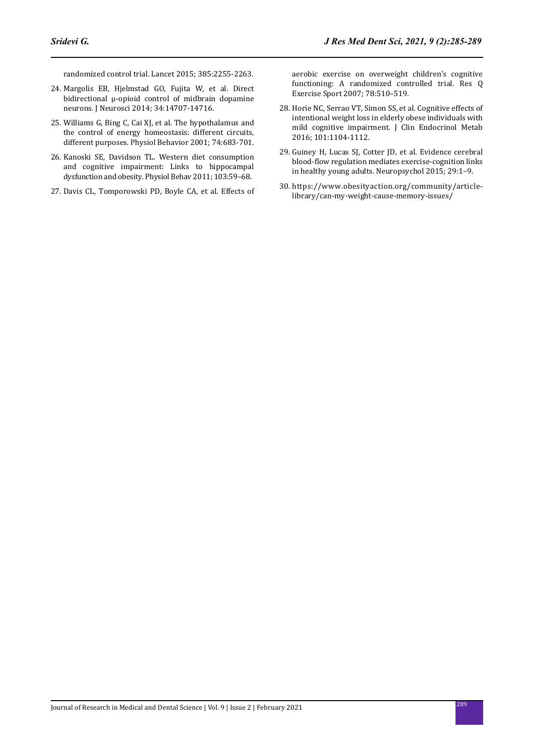randomized control trial. Lancet 2015; 385:2255-2263.

24. Margolis EB, Hjelmstad GO, Fujita W, et al. Direct bidirectional μ-opioid control of midbrain dopamine neurons. J Neurosci 2014; 34:14707-14716.
25. Williams G, Bing C, Cai XJ, et al. The hypothalamus and the control of energy homeostasis: different circuits, different purposes. Physiol Behavior 2001; 74:683-701.
26. Kanoski SE, Davidson TL. Western diet consumption and cognitive impairment: Links to hippocampal dysfunction and obesity. Physiol Behav 2011; 103:59–68.
27. Davis CL, Tomporowski PD, Boyle CA, et al. Effects of aerobic exercise on overweight children's cognitive functioning: A randomized controlled trial. Res Q Exercise Sport 2007; 78:510–519.
28. Horie NC, Serrao VT, Simon SS, et al. Cognitive effects of intentional weight loss in elderly obese individuals with mild cognitive impairment. J Clin Endocrinol Metab 2016; 101:1104-1112.
29. Guiney H, Lucas SJ, Cotter JD, et al. Evidence cerebral blood-flow regulation mediates exercise-cognition links in healthy young adults. Neuropsychol 2015; 29:1–9.
30. https://www.obesityaction.org/community/article-library/can-my-weight-cause-memory-issues/